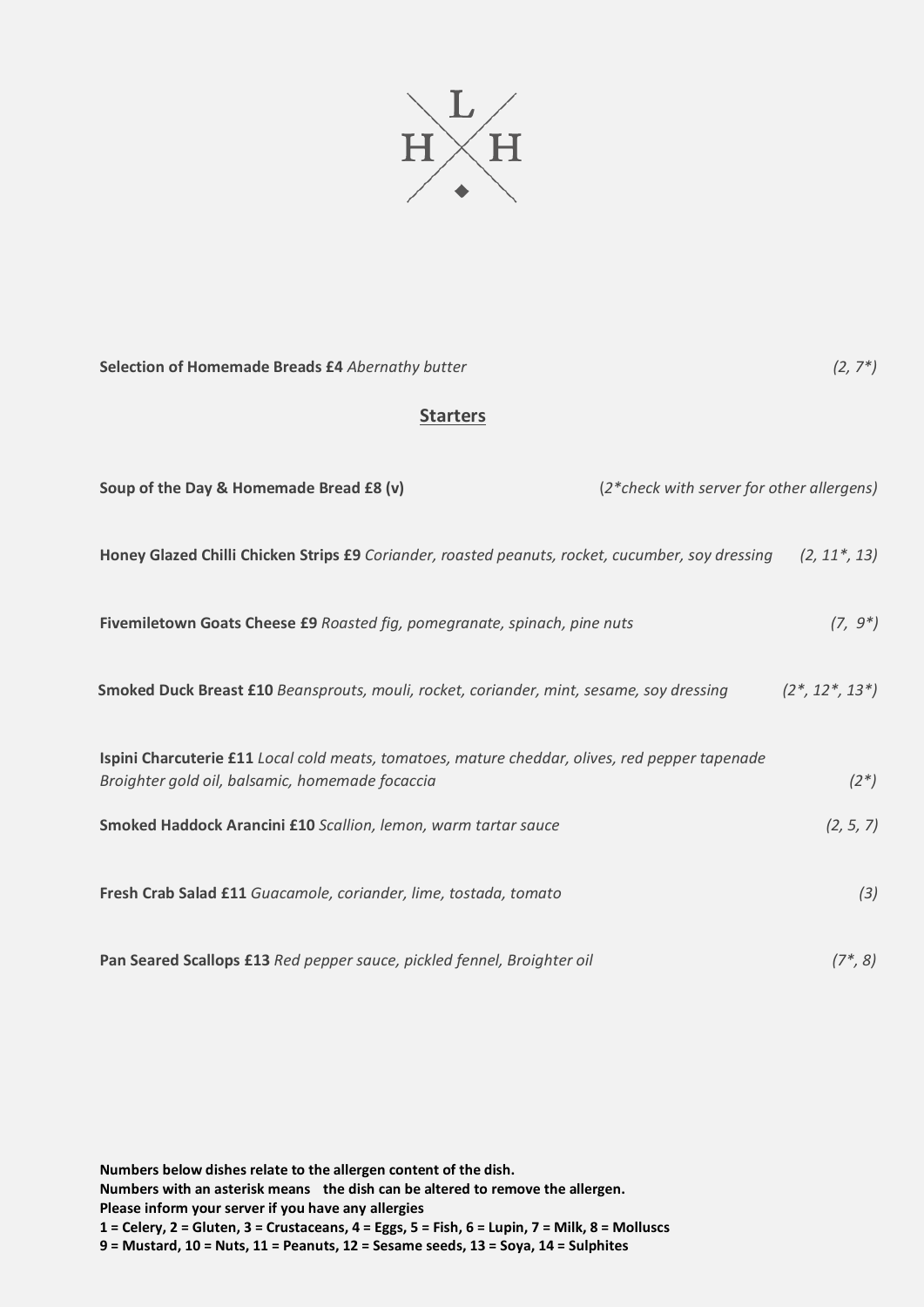L
H H

**Selection of Homemade Breads £4** *Abernathy butter* *(2, 7*)*

## Starters

**Soup of the Day & Homemade Bread £8 (v)** (*2*check with server for other allergens)*

**Honey Glazed Chilli Chicken Strips £9** *Coriander, roasted peanuts, rocket, cucumber, soy dressing* *(2, 11*, 13)*

**Fivemiletown Goats Cheese £9** *Roasted fig, pomegranate, spinach, pine nuts* *(7, 9*)*

**Smoked Duck Breast £10** *Beansprouts, mouli, rocket, coriander, mint, sesame, soy dressing* *(2*, 12*, 13*)*

**Ispini Charcuterie £11** *Local cold meats, tomatoes, mature cheddar, olives, red pepper tapenade Broighter gold oil, balsamic, homemade focaccia* *(2*)*

**Smoked Haddock Arancini £10** *Scallion, lemon, warm tartar sauce* *(2, 5, 7)*

**Fresh Crab Salad £11** *Guacamole, coriander, lime, tostada, tomato* *(3)*

**Pan Seared Scallops £13** *Red pepper sauce, pickled fennel, Broighter oil* *(7*, 8)*

**Numbers below dishes relate to the allergen content of the dish.**
**Numbers with an asterisk means the dish can be altered to remove the allergen.**
**Please inform your server if you have any allergies**
**1 = Celery, 2 = Gluten, 3 = Crustaceans, 4 = Eggs, 5 = Fish, 6 = Lupin, 7 = Milk, 8 = Molluscs**
**9 = Mustard, 10 = Nuts, 11 = Peanuts, 12 = Sesame seeds, 13 = Soya, 14 = Sulphites**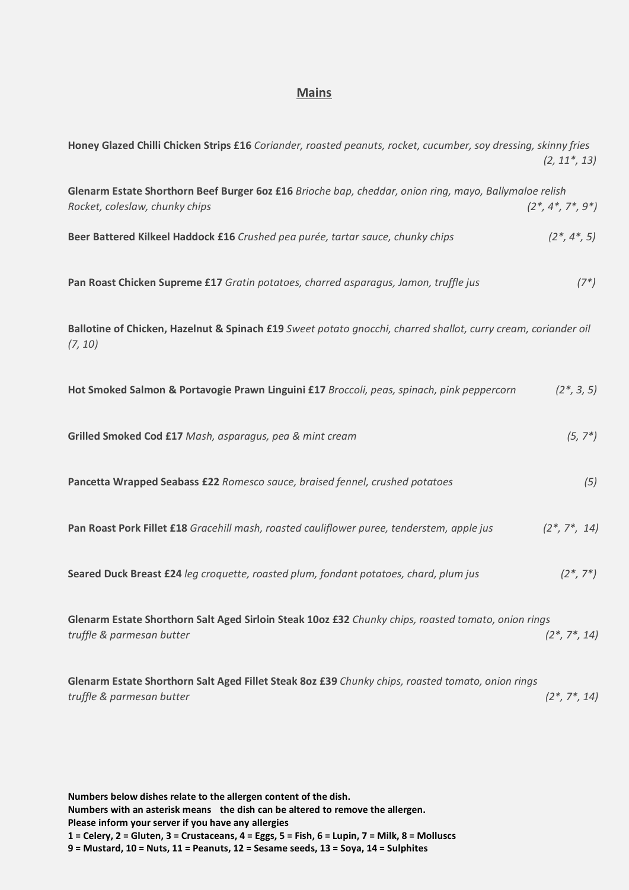## Mains

**Honey Glazed Chilli Chicken Strips £16** *Coriander, roasted peanuts, rocket, cucumber, soy dressing, skinny fries* *(2, 11*, 13)*

**Glenarm Estate Shorthorn Beef Burger 6oz £16** *Brioche bap, cheddar, onion ring, mayo, Ballymaloe relish Rocket, coleslaw, chunky chips* *(2*, 4*, 7*, 9*)*

**Beer Battered Kilkeel Haddock £16** *Crushed pea purée, tartar sauce, chunky chips* *(2*, 4*, 5)*

**Pan Roast Chicken Supreme £17** *Gratin potatoes, charred asparagus, Jamon, truffle jus* *(7*)*

**Ballotine of Chicken, Hazelnut & Spinach £19** *Sweet potato gnocchi, charred shallot, curry cream, coriander oil (7, 10)*

**Hot Smoked Salmon & Portavogie Prawn Linguini £17** *Broccoli, peas, spinach, pink peppercorn* *(2*, 3, 5)*

**Grilled Smoked Cod £17** *Mash, asparagus, pea & mint cream* *(5, 7*)*

**Pancetta Wrapped Seabass £22** *Romesco sauce, braised fennel, crushed potatoes* *(5)*

**Pan Roast Pork Fillet £18** *Gracehill mash, roasted cauliflower puree, tenderstem, apple jus* *(2*, 7*, 14)*

**Seared Duck Breast £24** *leg croquette, roasted plum, fondant potatoes, chard, plum jus* *(2*, 7*)*

**Glenarm Estate Shorthorn Salt Aged Sirloin Steak 10oz £32** *Chunky chips, roasted tomato, onion rings truffle & parmesan butter* *(2*, 7*, 14)*

**Glenarm Estate Shorthorn Salt Aged Fillet Steak 8oz £39** *Chunky chips, roasted tomato, onion rings truffle & parmesan butter* *(2*, 7*, 14)*

**Numbers below dishes relate to the allergen content of the dish.**
**Numbers with an asterisk means the dish can be altered to remove the allergen.**
**Please inform your server if you have any allergies**
**1 = Celery, 2 = Gluten, 3 = Crustaceans, 4 = Eggs, 5 = Fish, 6 = Lupin, 7 = Milk, 8 = Molluscs**
**9 = Mustard, 10 = Nuts, 11 = Peanuts, 12 = Sesame seeds, 13 = Soya, 14 = Sulphites**